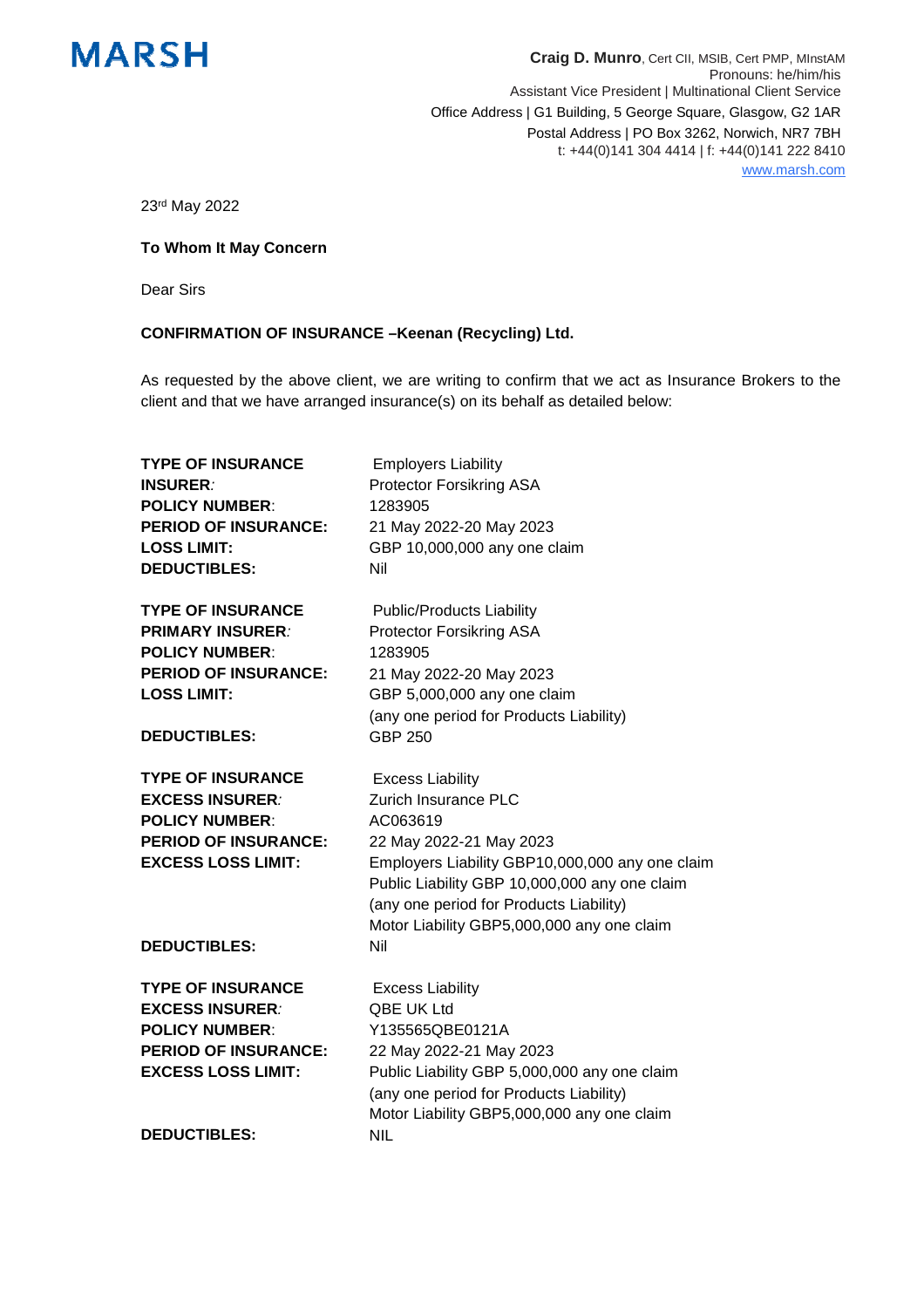MARSH

**Craig D. Munro**, Cert CII, MSIB, Cert PMP, MInstAM
Pronouns: he/him/his
Assistant Vice President | Multinational Client Service
Office Address | G1 Building, 5 George Square, Glasgow, G2 1AR
Postal Address | PO Box 3262, Norwich, NR7 7BH
t: +44(0)141 304 4414 | f: +44(0)141 222 8410
www.marsh.com

23rd May 2022

**To Whom It May Concern**

Dear Sirs

**CONFIRMATION OF INSURANCE –Keenan (Recycling) Ltd.**

As requested by the above client, we are writing to confirm that we act as Insurance Brokers to the client and that we have arranged insurance(s) on its behalf as detailed below:

**TYPE OF INSURANCE** Employers Liability
**INSURER**: Protector Forsikring ASA
**POLICY NUMBER**: 1283905
**PERIOD OF INSURANCE:** 21 May 2022-20 May 2023
**LOSS LIMIT:** GBP 10,000,000 any one claim
**DEDUCTIBLES:** Nil

**TYPE OF INSURANCE** Public/Products Liability
**PRIMARY INSURER**: Protector Forsikring ASA
**POLICY NUMBER**: 1283905
**PERIOD OF INSURANCE:** 21 May 2022-20 May 2023
**LOSS LIMIT:** GBP 5,000,000 any one claim
(any one period for Products Liability)
**DEDUCTIBLES:** GBP 250

**TYPE OF INSURANCE** Excess Liability
**EXCESS INSURER**: Zurich Insurance PLC
**POLICY NUMBER**: AC063619
**PERIOD OF INSURANCE:** 22 May 2022-21 May 2023
**EXCESS LOSS LIMIT:** Employers Liability GBP10,000,000 any one claim
Public Liability GBP 10,000,000 any one claim
(any one period for Products Liability)
Motor Liability GBP5,000,000 any one claim
**DEDUCTIBLES:** Nil

**TYPE OF INSURANCE** Excess Liability
**EXCESS INSURER**: QBE UK Ltd
**POLICY NUMBER**: Y135565QBE0121A
**PERIOD OF INSURANCE:** 22 May 2022-21 May 2023
**EXCESS LOSS LIMIT:** Public Liability GBP 5,000,000 any one claim
(any one period for Products Liability)
Motor Liability GBP5,000,000 any one claim
**DEDUCTIBLES:** NIL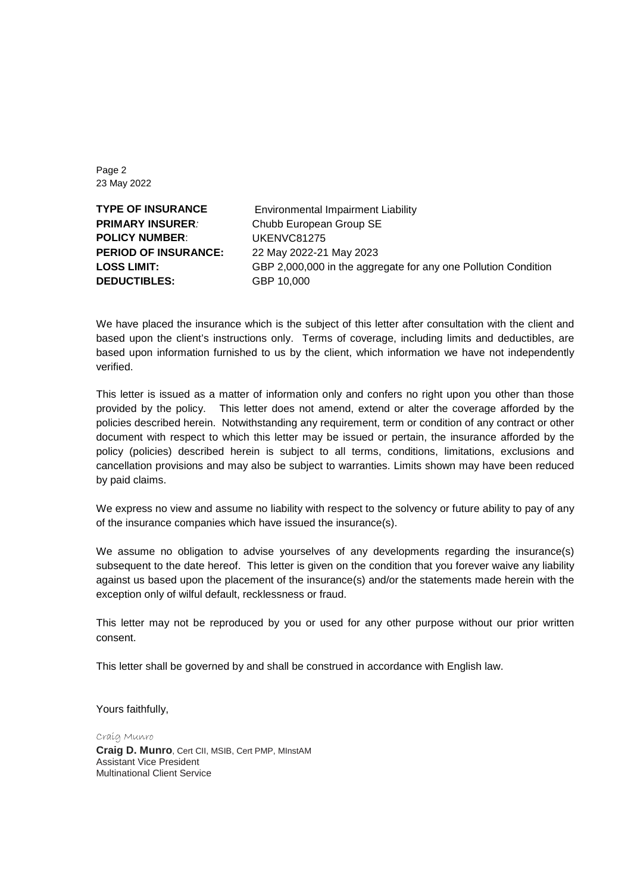23 May 2022

| | |
|---|---|
| **TYPE OF INSURANCE** | Environmental Impairment Liability |
| **PRIMARY INSURER**: | Chubb European Group SE |
| **POLICY NUMBER**: | UKENVC81275 |
| **PERIOD OF INSURANCE:** | 22 May 2022-21 May 2023 |
| **LOSS LIMIT:** | GBP 2,000,000 in the aggregate for any one Pollution Condition |
| **DEDUCTIBLES:** | GBP 10,000 |

We have placed the insurance which is the subject of this letter after consultation with the client and based upon the client's instructions only. Terms of coverage, including limits and deductibles, are based upon information furnished to us by the client, which information we have not independently verified.

This letter is issued as a matter of information only and confers no right upon you other than those provided by the policy. This letter does not amend, extend or alter the coverage afforded by the policies described herein. Notwithstanding any requirement, term or condition of any contract or other document with respect to which this letter may be issued or pertain, the insurance afforded by the policy (policies) described herein is subject to all terms, conditions, limitations, exclusions and cancellation provisions and may also be subject to warranties. Limits shown may have been reduced by paid claims.

We express no view and assume no liability with respect to the solvency or future ability to pay of any of the insurance companies which have issued the insurance(s).

We assume no obligation to advise yourselves of any developments regarding the insurance(s) subsequent to the date hereof. This letter is given on the condition that you forever waive any liability against us based upon the placement of the insurance(s) and/or the statements made herein with the exception only of wilful default, recklessness or fraud.

This letter may not be reproduced by you or used for any other purpose without our prior written consent.

This letter shall be governed by and shall be construed in accordance with English law.

Yours faithfully,

Craig Munro

**Craig D. Munro**, Cert CII, MSIB, Cert PMP, MInstAM
Assistant Vice President
Multinational Client Service